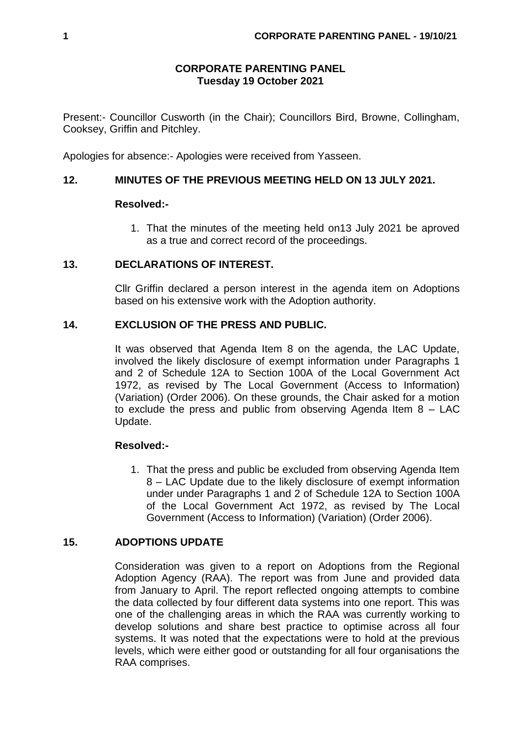# CORPORATE PARENTING PANEL
## Tuesday 19 October 2021

Present:- Councillor Cusworth (in the Chair); Councillors Bird, Browne, Collingham, Cooksey, Griffin and Pitchley.

Apologies for absence:- Apologies were received from Yasseen.

### 12. MINUTES OF THE PREVIOUS MEETING HELD ON 13 JULY 2021.

**Resolved:-**

1. That the minutes of the meeting held on13 July 2021 be aproved as a true and correct record of the proceedings.

### 13. DECLARATIONS OF INTEREST.

Cllr Griffin declared a person interest in the agenda item on Adoptions based on his extensive work with the Adoption authority.

### 14. EXCLUSION OF THE PRESS AND PUBLIC.

It was observed that Agenda Item 8 on the agenda, the LAC Update, involved the likely disclosure of exempt information under Paragraphs 1 and 2 of Schedule 12A to Section 100A of the Local Government Act 1972, as revised by The Local Government (Access to Information) (Variation) (Order 2006). On these grounds, the Chair asked for a motion to exclude the press and public from observing Agenda Item 8 – LAC Update.

**Resolved:-**

1. That the press and public be excluded from observing Agenda Item 8 – LAC Update due to the likely disclosure of exempt information under under Paragraphs 1 and 2 of Schedule 12A to Section 100A of the Local Government Act 1972, as revised by The Local Government (Access to Information) (Variation) (Order 2006).

### 15. ADOPTIONS UPDATE

Consideration was given to a report on Adoptions from the Regional Adoption Agency (RAA). The report was from June and provided data from January to April. The report reflected ongoing attempts to combine the data collected by four different data systems into one report. This was one of the challenging areas in which the RAA was currently working to develop solutions and share best practice to optimise across all four systems. It was noted that the expectations were to hold at the previous levels, which were either good or outstanding for all four organisations the RAA comprises.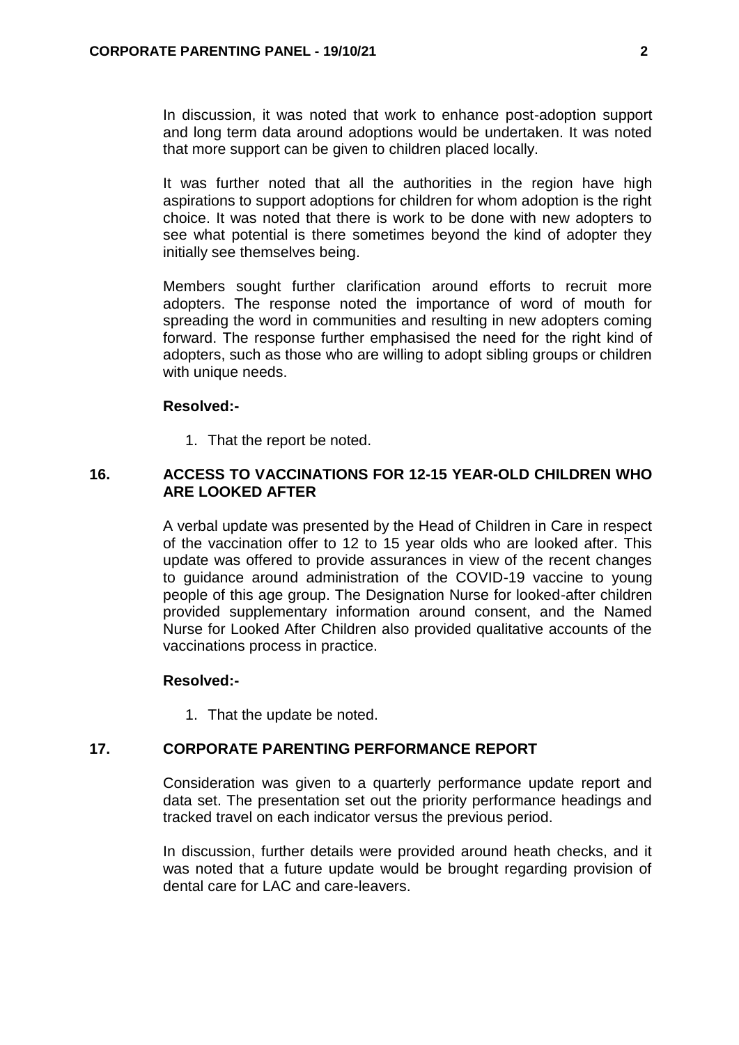In discussion, it was noted that work to enhance post-adoption support and long term data around adoptions would be undertaken. It was noted that more support can be given to children placed locally.

It was further noted that all the authorities in the region have high aspirations to support adoptions for children for whom adoption is the right choice. It was noted that there is work to be done with new adopters to see what potential is there sometimes beyond the kind of adopter they initially see themselves being.

Members sought further clarification around efforts to recruit more adopters. The response noted the importance of word of mouth for spreading the word in communities and resulting in new adopters coming forward. The response further emphasised the need for the right kind of adopters, such as those who are willing to adopt sibling groups or children with unique needs.

**Resolved:-**

1. That the report be noted.

## 16. ACCESS TO VACCINATIONS FOR 12-15 YEAR-OLD CHILDREN WHO ARE LOOKED AFTER

A verbal update was presented by the Head of Children in Care in respect of the vaccination offer to 12 to 15 year olds who are looked after. This update was offered to provide assurances in view of the recent changes to guidance around administration of the COVID-19 vaccine to young people of this age group. The Designation Nurse for looked-after children provided supplementary information around consent, and the Named Nurse for Looked After Children also provided qualitative accounts of the vaccinations process in practice.

**Resolved:-**

1. That the update be noted.

## 17. CORPORATE PARENTING PERFORMANCE REPORT

Consideration was given to a quarterly performance update report and data set. The presentation set out the priority performance headings and tracked travel on each indicator versus the previous period.

In discussion, further details were provided around heath checks, and it was noted that a future update would be brought regarding provision of dental care for LAC and care-leavers.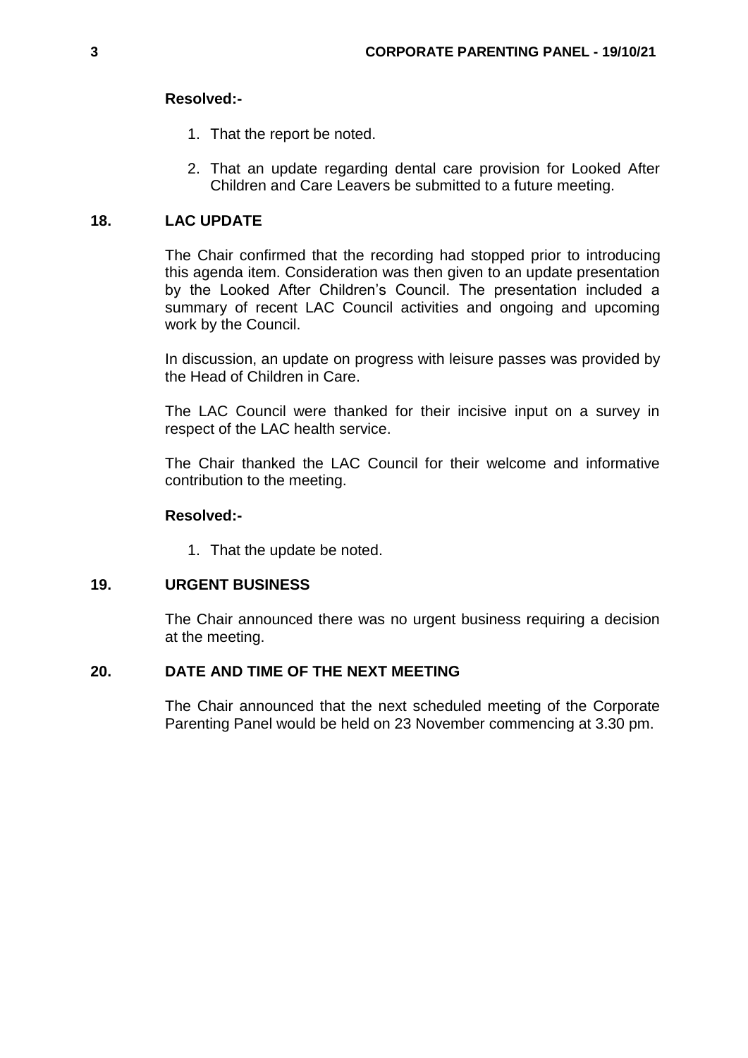**Resolved:-**

1. That the report be noted.

2. That an update regarding dental care provision for Looked After Children and Care Leavers be submitted to a future meeting.

## 18. LAC UPDATE

The Chair confirmed that the recording had stopped prior to introducing this agenda item. Consideration was then given to an update presentation by the Looked After Children's Council. The presentation included a summary of recent LAC Council activities and ongoing and upcoming work by the Council.

In discussion, an update on progress with leisure passes was provided by the Head of Children in Care.

The LAC Council were thanked for their incisive input on a survey in respect of the LAC health service.

The Chair thanked the LAC Council for their welcome and informative contribution to the meeting.

**Resolved:-**

1. That the update be noted.

## 19. URGENT BUSINESS

The Chair announced there was no urgent business requiring a decision at the meeting.

## 20. DATE AND TIME OF THE NEXT MEETING

The Chair announced that the next scheduled meeting of the Corporate Parenting Panel would be held on 23 November commencing at 3.30 pm.